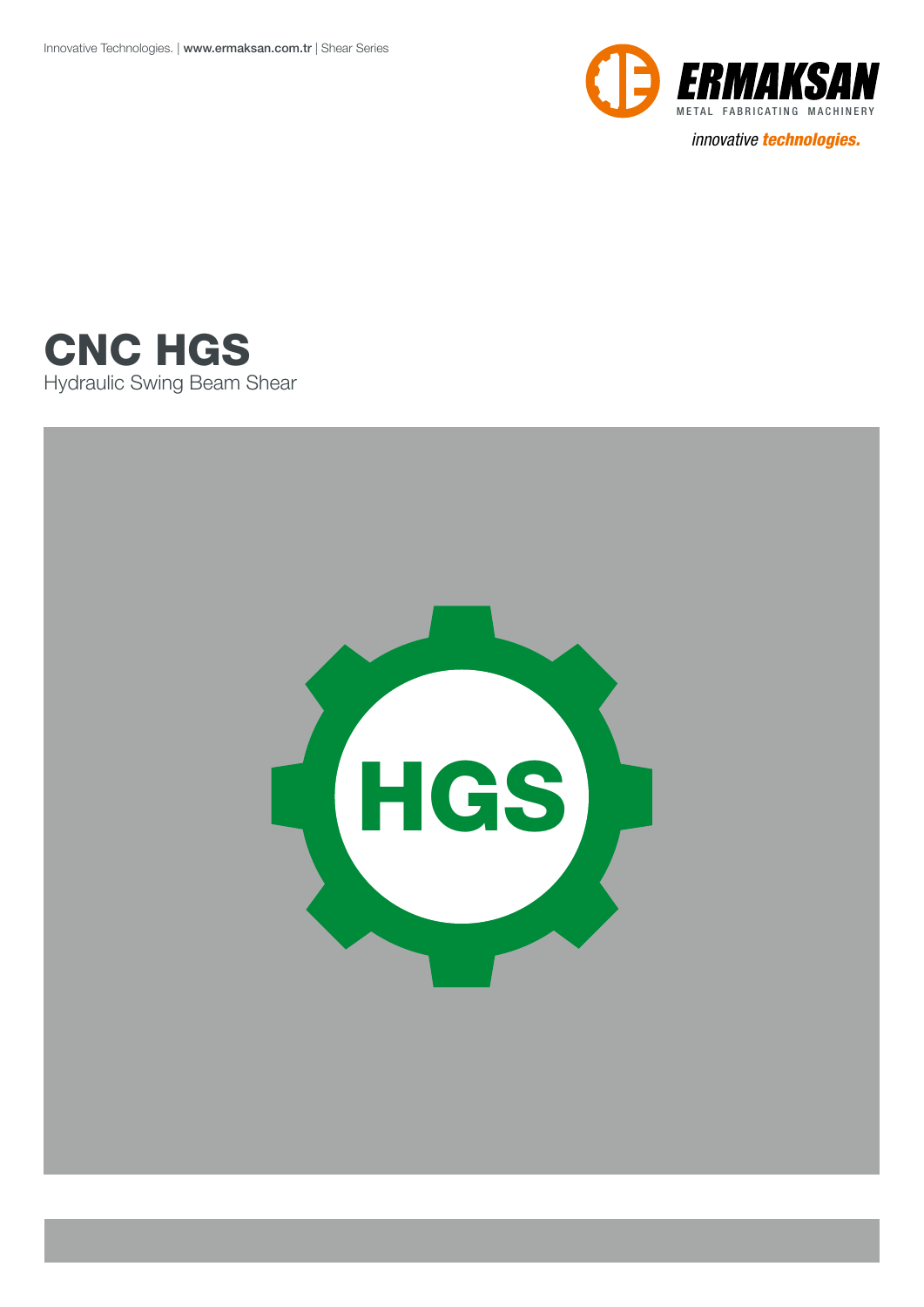# CNC HGS

Hydraulic Swing Beam Shear

HGS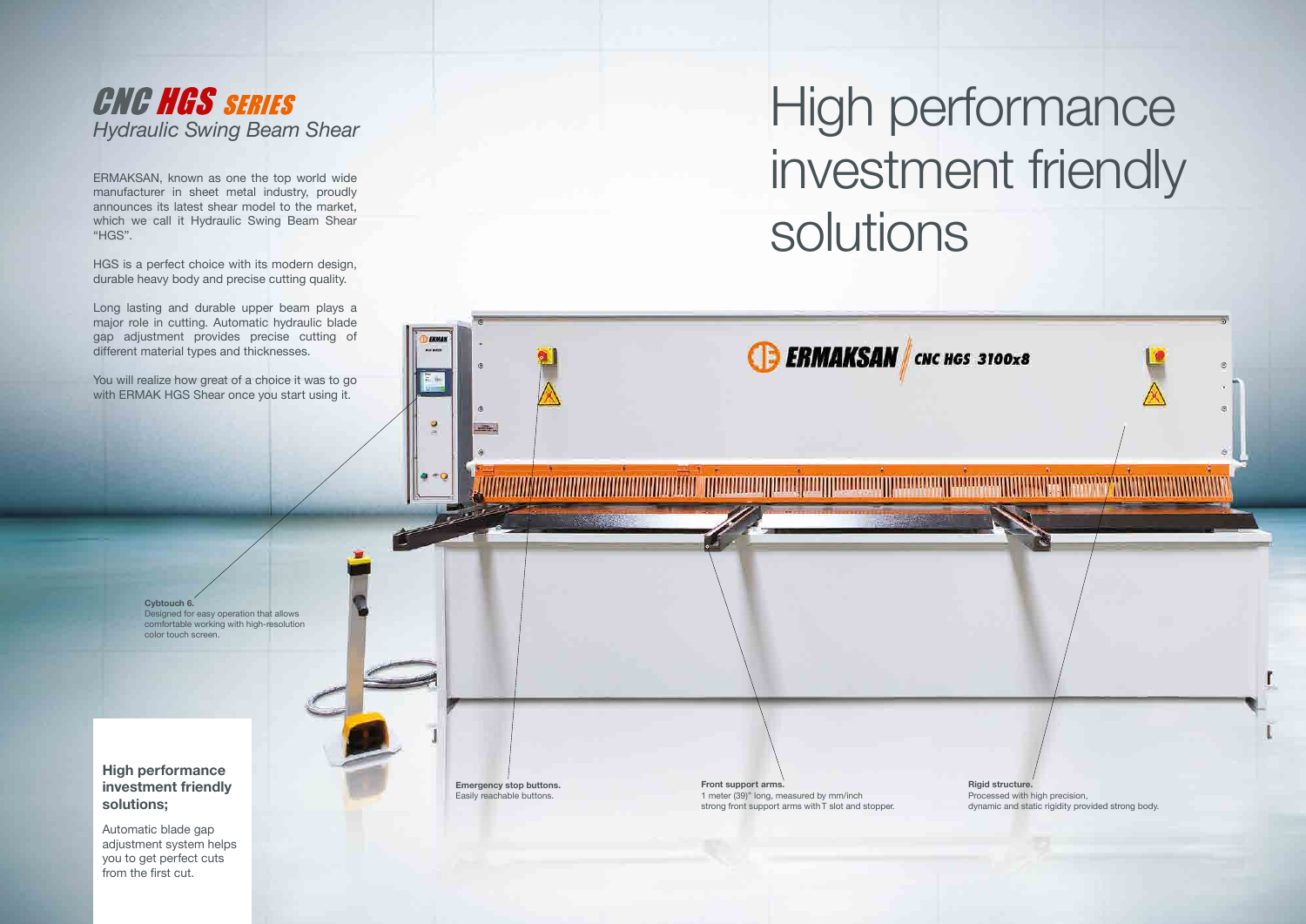# CNC HGS SERIES

*Hydraulic Swing Beam Shear*

ERMAKSAN, known as one the top world wide manufacturer in sheet metal industry, proudly announces its latest shear model to the market, which we call it Hydraulic Swing Beam Shear "HGS".

HGS is a perfect choice with its modern design, durable heavy body and precise cutting quality.

Long lasting and durable upper beam plays a major role in cutting. Automatic hydraulic blade gap adjustment provides precise cutting of different material types and thicknesses.

You will realize how great of a choice it was to go with ERMAK HGS Shear once you start using it.

# High performance investment friendly solutions

**Cybtouch 6.**
Designed for easy operation that allows comfortable working with high-resolution color touch screen.

**Emergency stop buttons.**
Easily reachable buttons.

**Front support arms.**
1 meter (39)" long, measured by mm/inch strong front support arms with T slot and stopper.

**Rigid structure.**
Processed with high precision, dynamic and static rigidity provided strong body.

### High performance investment friendly solutions;

Automatic blade gap adjustment system helps you to get perfect cuts from the first cut.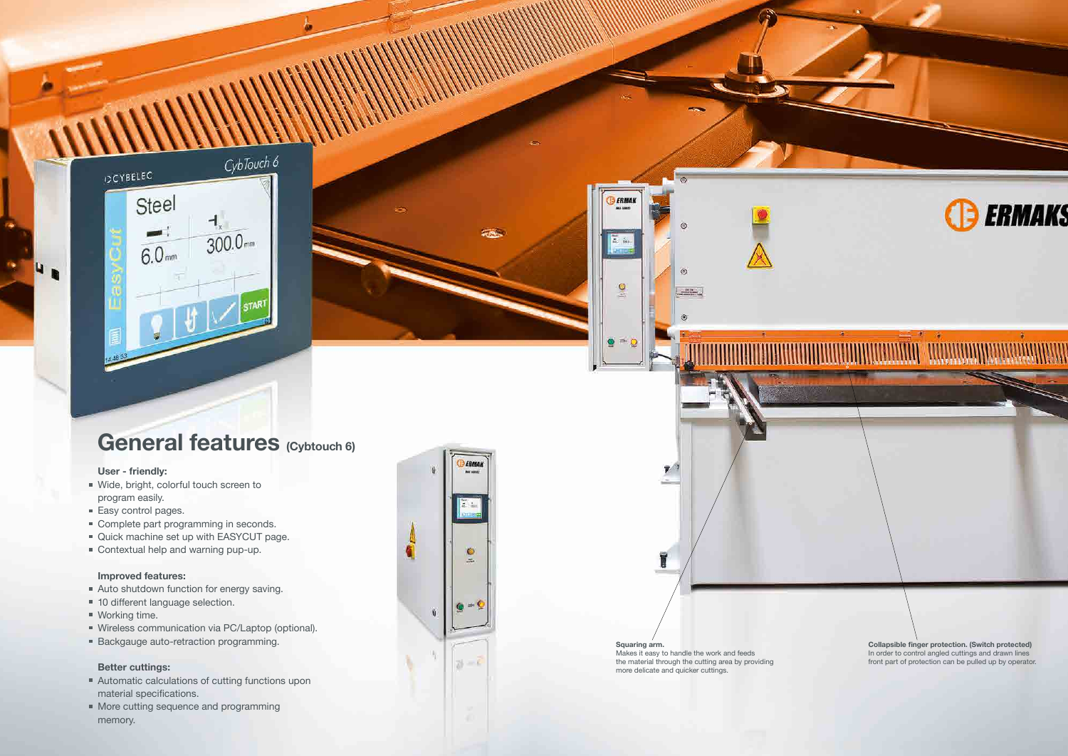## General features (Cybtouch 6)

**User - friendly:**

- Wide, bright, colorful touch screen to program easily.
- Easy control pages.
- Complete part programming in seconds.
- Quick machine set up with EASYCUT page.
- Contextual help and warning pup-up.

**Improved features:**

- Auto shutdown function for energy saving.
- 10 different language selection.
- Working time.
- Wireless communication via PC/Laptop (optional).
- Backgauge auto-retraction programming.

**Better cuttings:**

- Automatic calculations of cutting functions upon material specifications.
- More cutting sequence and programming memory.

**Squaring arm.**
Makes it easy to handle the work and feeds the material through the cutting area by providing more delicate and quicker cuttings.

**Collapsible finger protection. (Switch protected)**
In order to control angled cuttings and drawn lines front part of protection can be pulled up by operator.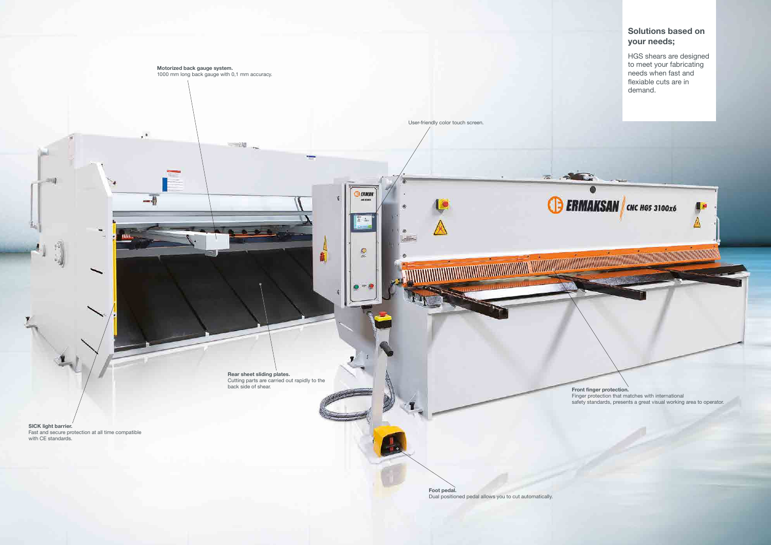## Solutions based on your needs;

HGS shears are designed to meet your fabricating needs when fast and flexiable cuts are in demand.

**Motorized back gauge system.**
1000 mm long back gauge with 0,1 mm accuracy.

User-friendly color touch screen.

**Rear sheet sliding plates.**
Cutting parts are carried out rapidly to the back side of shear.

**Front finger protection.**
Finger protection that matches with international safety standards, presents a great visual working area to operator.

**SICK light barrier.**
Fast and secure protection at all time compatible with CE standards.

**Foot pedal.**
Dual positioned pedal allows you to cut automatically.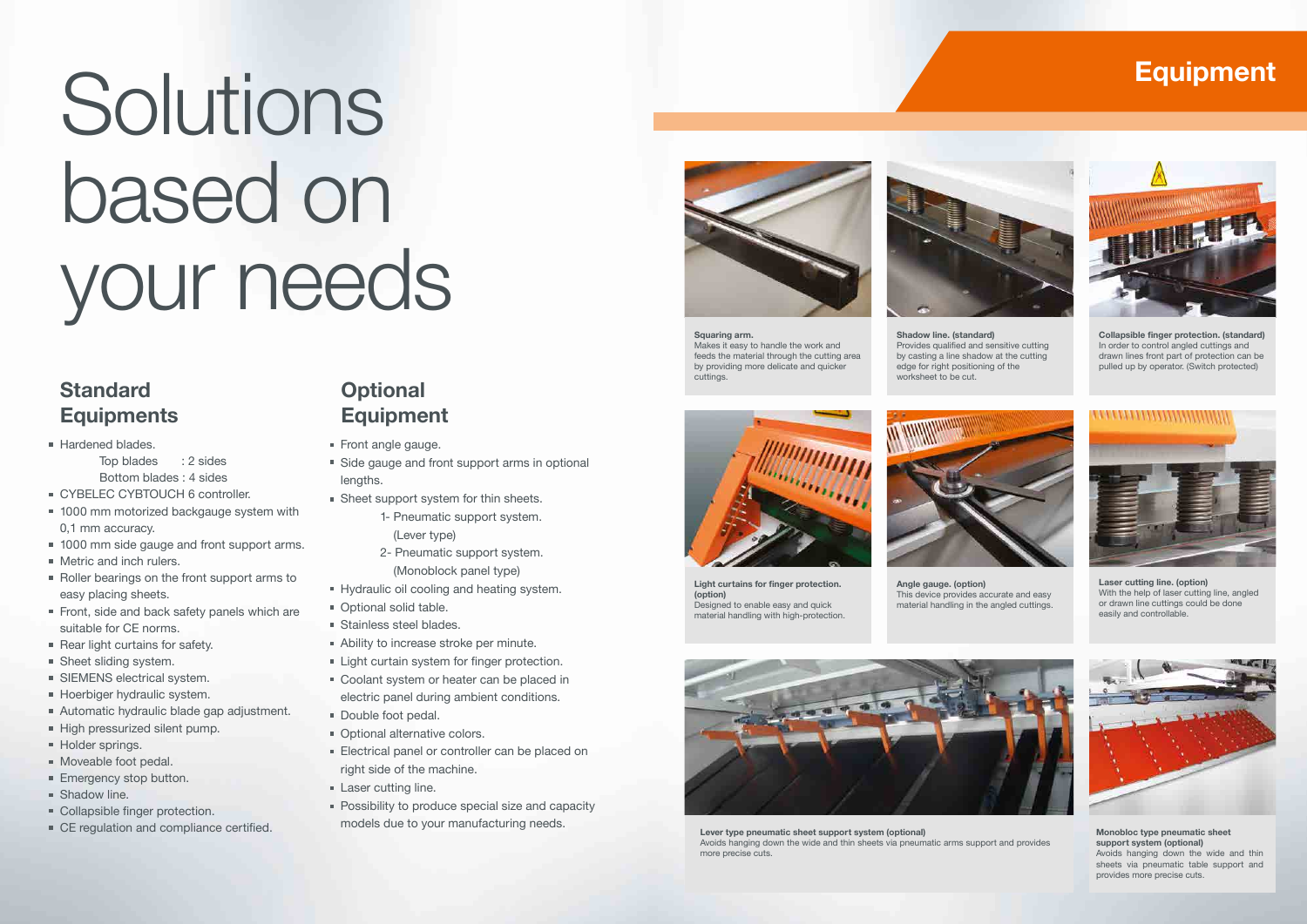# Solutions based on your needs

## Equipment

### Standard Equipments

- Hardened blades.
  Top blades : 2 sides
  Bottom blades : 4 sides
- CYBELEC CYBTOUCH 6 controller.
- 1000 mm motorized backgauge system with 0,1 mm accuracy.
- 1000 mm side gauge and front support arms.
- Metric and inch rulers.
- Roller bearings on the front support arms to easy placing sheets.
- Front, side and back safety panels which are suitable for CE norms.
- Rear light curtains for safety.
- Sheet sliding system.
- SIEMENS electrical system.
- Hoerbiger hydraulic system.
- Automatic hydraulic blade gap adjustment.
- High pressurized silent pump.
- Holder springs.
- Moveable foot pedal.
- Emergency stop button.
- Shadow line.
- Collapsible finger protection.
- CE regulation and compliance certified.

### Optional Equipment

- Front angle gauge.
- Side gauge and front support arms in optional lengths.
- Sheet support system for thin sheets.
  1- Pneumatic support system. (Lever type)
  2- Pneumatic support system. (Monoblock panel type)
- Hydraulic oil cooling and heating system.
- Optional solid table.
- Stainless steel blades.
- Ability to increase stroke per minute.
- Light curtain system for finger protection.
- Coolant system or heater can be placed in electric panel during ambient conditions.
- Double foot pedal.
- Optional alternative colors.
- Electrical panel or controller can be placed on right side of the machine.
- Laser cutting line.
- Possibility to produce special size and capacity models due to your manufacturing needs.

**Squaring arm.**
Makes it easy to handle the work and feeds the material through the cutting area by providing more delicate and quicker cuttings.

**Shadow line. (standard)**
Provides qualified and sensitive cutting by casting a line shadow at the cutting edge for right positioning of the worksheet to be cut.

**Collapsible finger protection. (standard)**
In order to control angled cuttings and drawn lines front part of protection can be pulled up by operator. (Switch protected)

**Light curtains for finger protection. (option)**
Designed to enable easy and quick material handling with high-protection.

**Angle gauge. (option)**
This device provides accurate and easy material handling in the angled cuttings.

**Laser cutting line. (option)**
With the help of laser cutting line, angled or drawn line cuttings could be done easily and controllable.

**Lever type pneumatic sheet support system (optional)**
Avoids hanging down the wide and thin sheets via pneumatic arms support and provides more precise cuts.

**Monobloc type pneumatic sheet support system (optional)**
Avoids hanging down the wide and thin sheets via pneumatic table support and provides more precise cuts.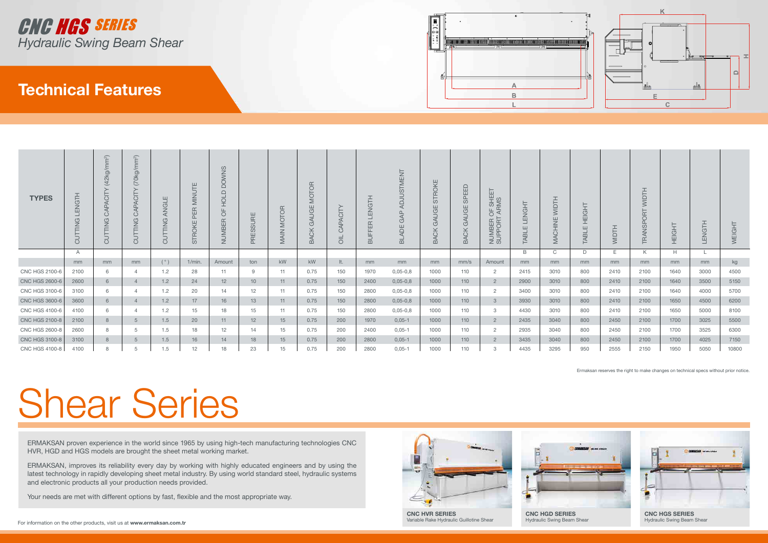# CNC HGS SERIES

*Hydraulic Swing Beam Shear*

## Technical Features

| TYPES | CUTTING LENGTH | CUTTING CAPACITY (42kg/mm²) | CUTTING CAPACITY (70kg/mm²) | CUTTING ANGLE | STROKE PER MINUTE | NUMBER OF HOLD DOWNS | PRESSURE | MAIN MOTOR | BACK GAUGE MOTOR | OIL CAPACITY | BUFFER LENGTH | BLADE GAP ADJUSTMENT | BACK GAUGE STROKE | BACK GAUGE SPEED | NUMBER OF SHEET SUPPORT ARMS | TABLE LENGHT | MACHINE WIDTH | TABLE HEIGHT | WIDTH | TRANSPORT WIDTH | HEIGHT | LENGTH | WEIGHT |
|---|---|---|---|---|---|---|---|---|---|---|---|---|---|---|---|---|---|---|---|---|---|---|---|
| | A | | | | | | | | | | | | | | | B | C | D | E | K | H | L | |
| | mm | mm | mm | ( ° ) | 1/min. | Amount | ton | kW | kW | lt. | mm | mm | mm | mm/s | Amount | mm | mm | mm | mm | mm | mm | mm | kg |
| CNC HGS 2100-6 | 2100 | 6 | 4 | 1.2 | 28 | 11 | 9 | 11 | 0.75 | 150 | 1970 | 0,05-0,8 | 1000 | 110 | 2 | 2415 | 3010 | 800 | 2410 | 2100 | 1640 | 3000 | 4500 |
| CNC HGS 2600-6 | 2600 | 6 | 4 | 1.2 | 24 | 12 | 10 | 11 | 0.75 | 150 | 2400 | 0,05-0,8 | 1000 | 110 | 2 | 2900 | 3010 | 800 | 2410 | 2100 | 1640 | 3500 | 5150 |
| CNC HGS 3100-6 | 3100 | 6 | 4 | 1.2 | 20 | 14 | 12 | 11 | 0.75 | 150 | 2800 | 0,05-0,8 | 1000 | 110 | 2 | 3400 | 3010 | 800 | 2410 | 2100 | 1640 | 4000 | 5700 |
| CNC HGS 3600-6 | 3600 | 6 | 4 | 1.2 | 17 | 16 | 13 | 11 | 0.75 | 150 | 2800 | 0,05-0,8 | 1000 | 110 | 3 | 3930 | 3010 | 800 | 2410 | 2100 | 1650 | 4500 | 6200 |
| CNC HGS 4100-6 | 4100 | 6 | 4 | 1.2 | 15 | 18 | 15 | 11 | 0.75 | 150 | 2800 | 0,05-0,8 | 1000 | 110 | 3 | 4430 | 3010 | 800 | 2410 | 2100 | 1650 | 5000 | 8100 |
| CNC HGS 2100-8 | 2100 | 8 | 5 | 1.5 | 20 | 11 | 12 | 15 | 0.75 | 200 | 1970 | 0,05-1 | 1000 | 110 | 2 | 2435 | 3040 | 800 | 2450 | 2100 | 1700 | 3025 | 5500 |
| CNC HGS 2600-8 | 2600 | 8 | 5 | 1.5 | 18 | 12 | 14 | 15 | 0.75 | 200 | 2400 | 0,05-1 | 1000 | 110 | 2 | 2935 | 3040 | 800 | 2450 | 2100 | 1700 | 3525 | 6300 |
| CNC HGS 3100-8 | 3100 | 8 | 5 | 1.5 | 16 | 14 | 18 | 15 | 0.75 | 200 | 2800 | 0,05-1 | 1000 | 110 | 2 | 3435 | 3040 | 800 | 2450 | 2100 | 1700 | 4025 | 7150 |
| CNC HGS 4100-8 | 4100 | 8 | 5 | 1.5 | 12 | 18 | 23 | 15 | 0.75 | 200 | 2800 | 0,05-1 | 1000 | 110 | 3 | 4435 | 3295 | 950 | 2555 | 2150 | 1950 | 5050 | 10800 |

Ermaksan reserves the right to make changes on technical specs without prior notice.

# Shear Series

ERMAKSAN proven experience in the world since 1965 by using high-tech manufacturing technologies CNC HVR, HGD and HGS models are brought the sheet metal working market.

ERMAKSAN, improves its reliability every day by working with highly educated engineers and by using the latest technology in rapidly developing sheet metal industry. By using world standard steel, hydraulic systems and electronic products all your production needs provided.

Your needs are met with different options by fast, flexible and the most appropriate way.

**CNC HVR SERIES**
Variable Rake Hydraulic Guillotine Shear

**CNC HGD SERIES**
Hydraulic Swing Beam Shear

**CNC HGS SERIES**
Hydraulic Swing Beam Shear

For information on the other products, visit us at **www.ermaksan.com.tr**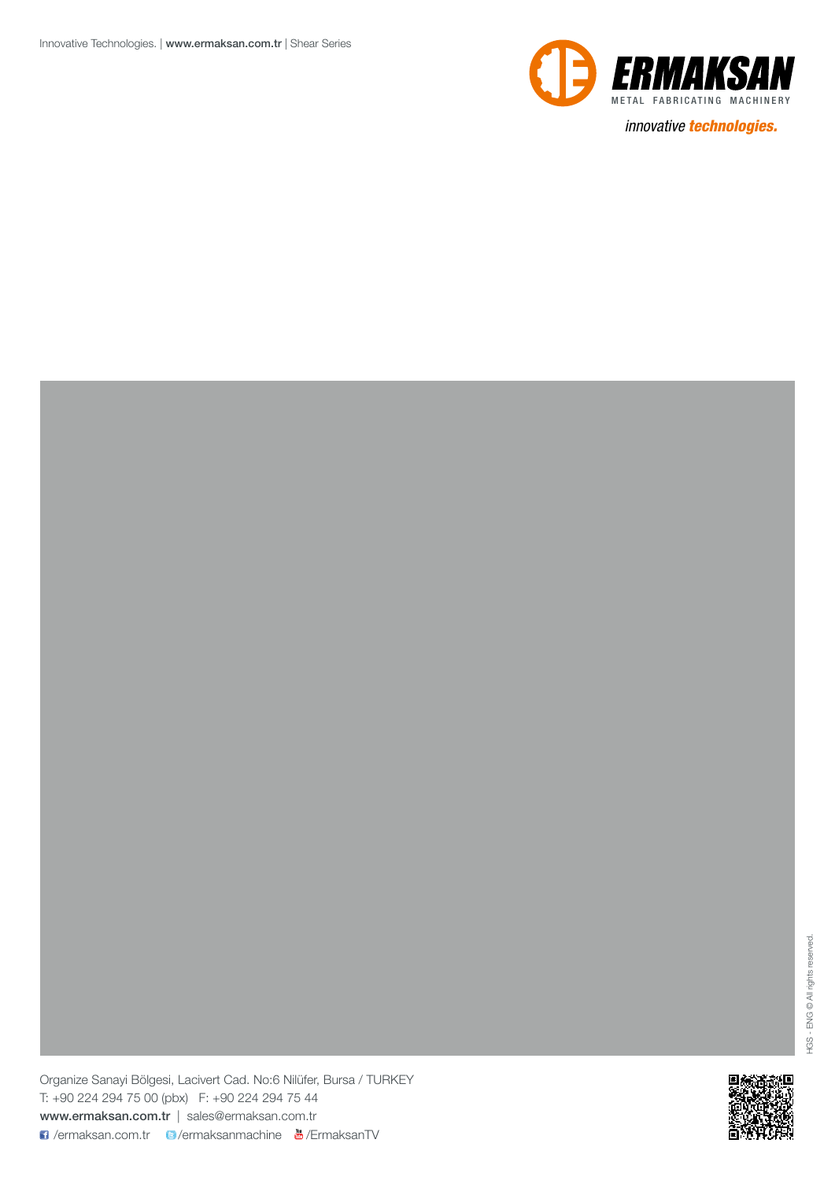ERMAKSAN

METAL FABRICATING MACHINERY

*innovative* ***technologies.***

Organize Sanayi Bölgesi, Lacivert Cad. No:6 Nilüfer, Bursa / TURKEY

T: +90 224 294 75 00 (pbx)   F: +90 224 294 75 44

**www.ermaksan.com.tr** | sales@ermaksan.com.tr

/ermaksan.com.tr   /ermaksanmachine   /ErmaksanTV

HGS - ENG © All rights reserved.